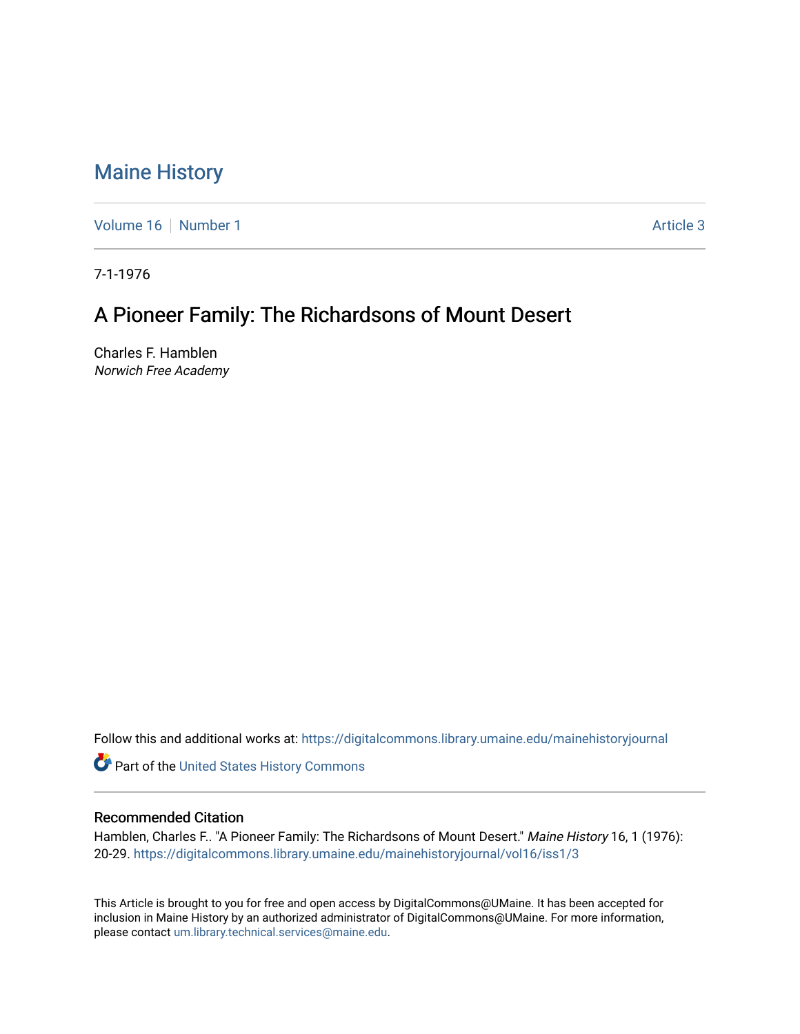# Maine History

Volume 16 | Number 1 Article 3

7-1-1976

## A Pioneer Family: The Richardsons of Mount Desert

Charles F. Hamblen
*Norwich Free Academy*

Follow this and additional works at: https://digitalcommons.library.umaine.edu/mainehistoryjournal

Part of the United States History Commons

### Recommended Citation

Hamblen, Charles F.. "A Pioneer Family: The Richardsons of Mount Desert." *Maine History* 16, 1 (1976): 20-29. https://digitalcommons.library.umaine.edu/mainehistoryjournal/vol16/iss1/3

This Article is brought to you for free and open access by DigitalCommons@UMaine. It has been accepted for inclusion in Maine History by an authorized administrator of DigitalCommons@UMaine. For more information, please contact um.library.technical.services@maine.edu.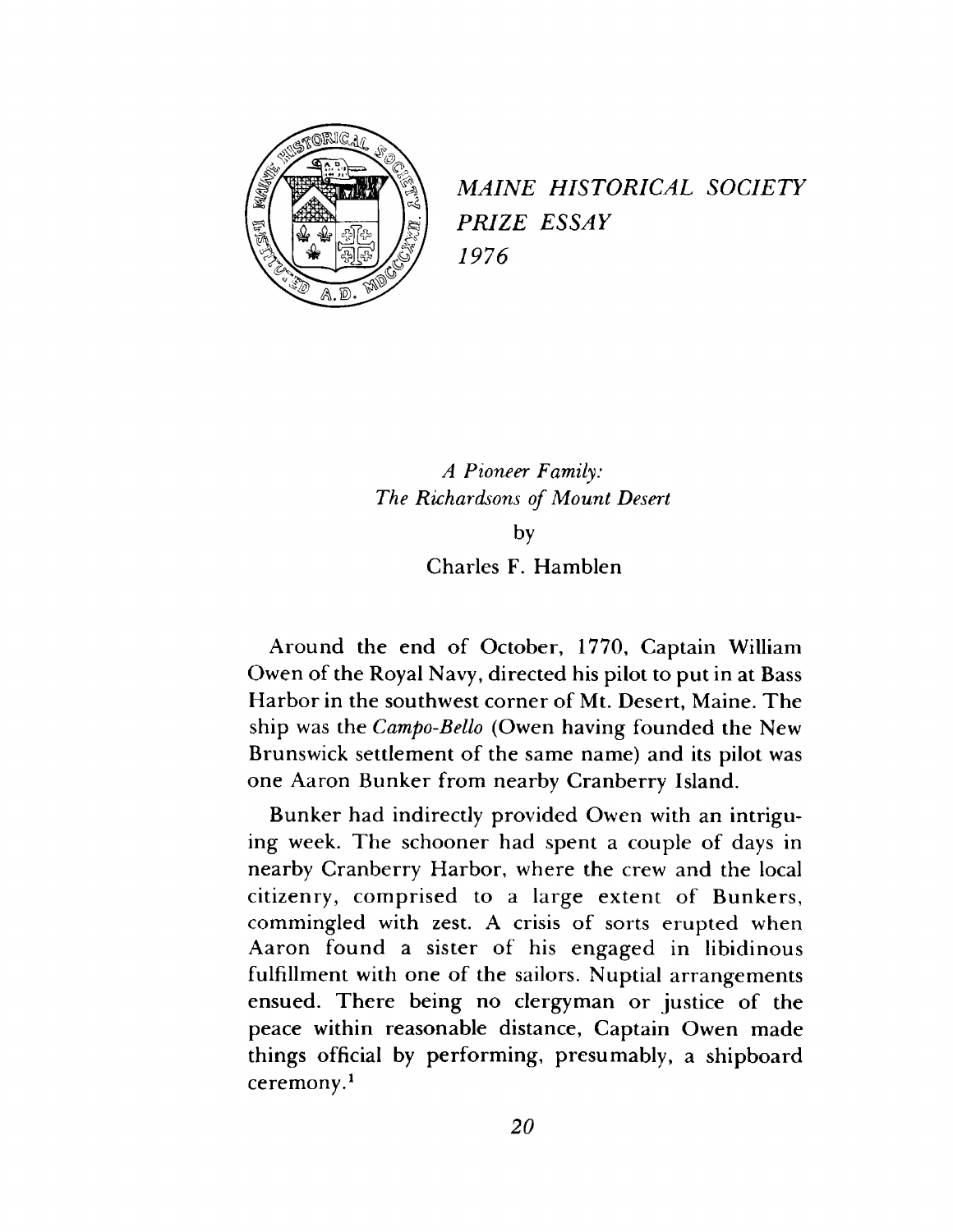*MAINE HISTORICAL SOCIETY PRIZE ESSAY 1976*

# *A Pioneer Family: The Richardsons of Mount Desert*

by

Charles F. Hamblen

Around the end of October, 1770, Captain William Owen of the Royal Navy, directed his pilot to put in at Bass Harbor in the southwest corner of Mt. Desert, Maine. The ship was the *Campo-Bello* (Owen having founded the New Brunswick settlement of the same name) and its pilot was one Aaron Bunker from nearby Cranberry Island.

Bunker had indirectly provided Owen with an intriguing week. The schooner had spent a couple of days in nearby Cranberry Harbor, where the crew and the local citizenry, comprised to a large extent of Bunkers, commingled with zest. A crisis of sorts erupted when Aaron found a sister of his engaged in libidinous fulfillment with one of the sailors. Nuptial arrangements ensued. There being no clergyman or justice of the peace within reasonable distance, Captain Owen made things official by performing, presumably, a shipboard ceremony.[1]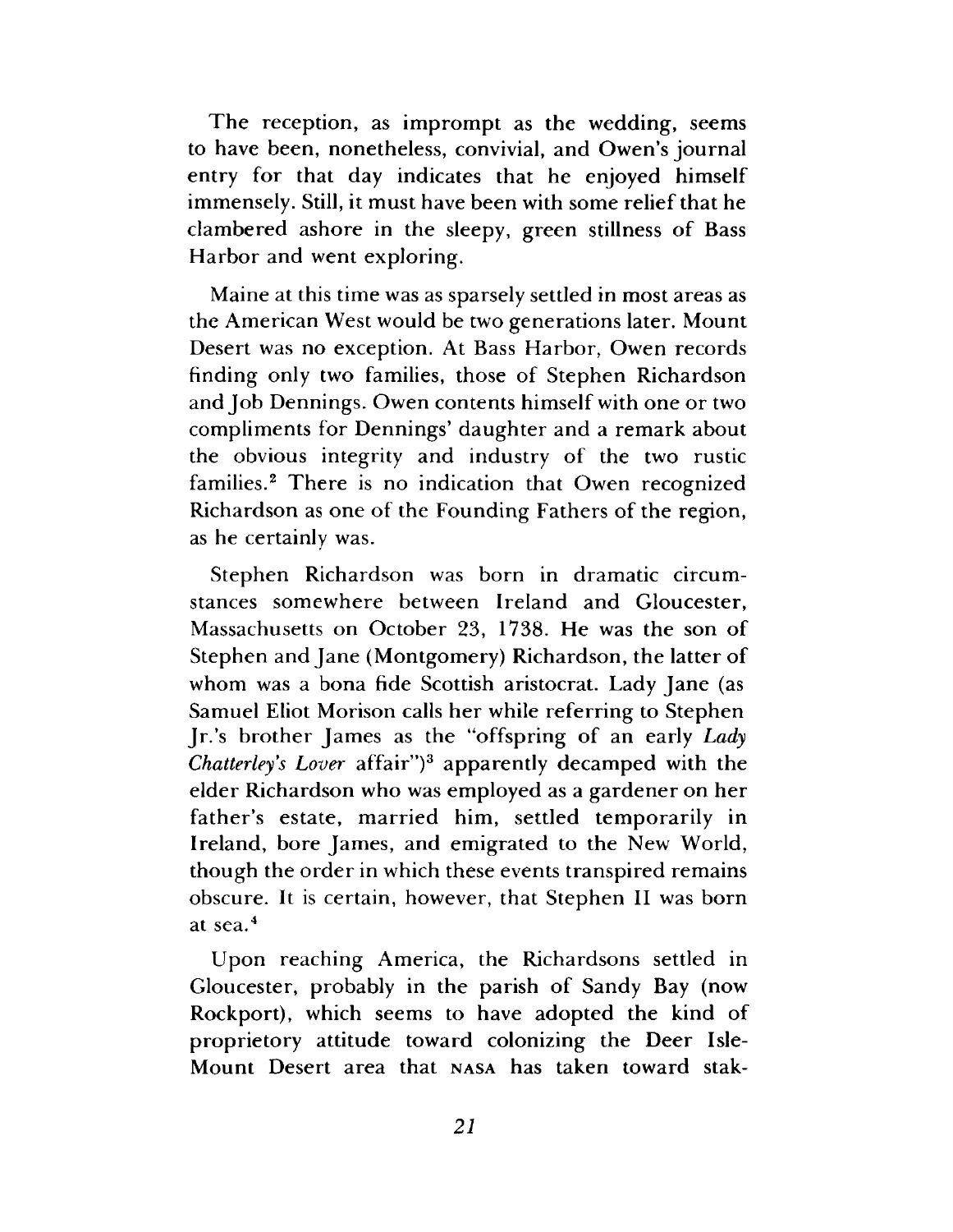The reception, as imprompt as the wedding, seems to have been, nonetheless, convivial, and Owen's journal entry for that day indicates that he enjoyed himself immensely. Still, it must have been with some relief that he clambered ashore in the sleepy, green stillness of Bass Harbor and went exploring.

Maine at this time was as sparsely settled in most areas as the American West would be two generations later. Mount Desert was no exception. At Bass Harbor, Owen records finding only two families, those of Stephen Richardson and Job Dennings. Owen contents himself with one or two compliments for Dennings' daughter and a remark about the obvious integrity and industry of the two rustic families.[2] There is no indication that Owen recognized Richardson as one of the Founding Fathers of the region, as he certainly was.

Stephen Richardson was born in dramatic circumstances somewhere between Ireland and Gloucester, Massachusetts on October 23, 1738. He was the son of Stephen and Jane (Montgomery) Richardson, the latter of whom was a bona fide Scottish aristocrat. Lady Jane (as Samuel Eliot Morison calls her while referring to Stephen Jr.'s brother James as the "offspring of an early *Lady Chatterley's Lover* affair")[3] apparently decamped with the elder Richardson who was employed as a gardener on her father's estate, married him, settled temporarily in Ireland, bore James, and emigrated to the New World, though the order in which these events transpired remains obscure. It is certain, however, that Stephen II was born at sea.[4]

Upon reaching America, the Richardsons settled in Gloucester, probably in the parish of Sandy Bay (now Rockport), which seems to have adopted the kind of proprietory attitude toward colonizing the Deer Isle-Mount Desert area that NASA has taken toward stak-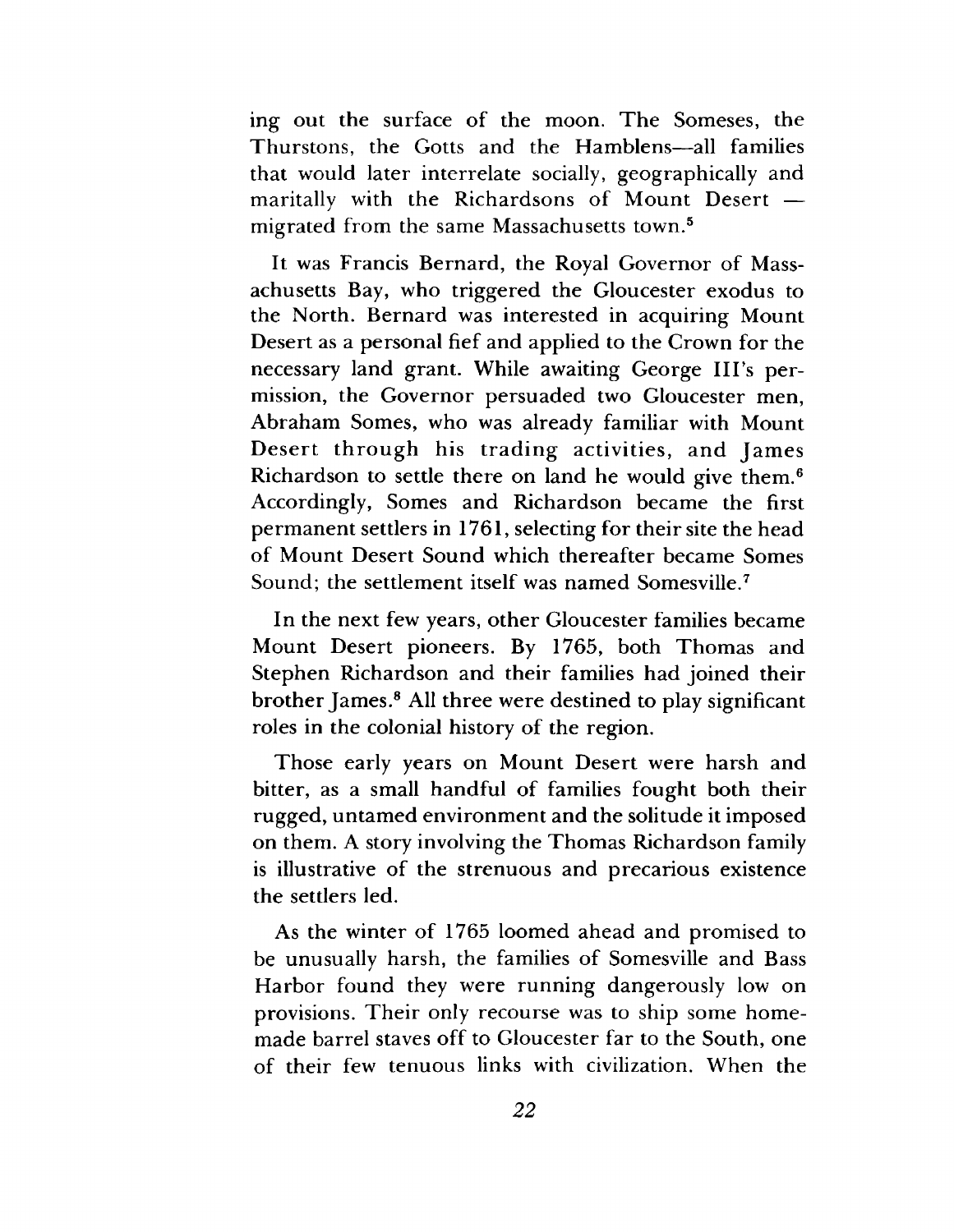ing out the surface of the moon. The Someses, the Thurstons, the Gotts and the Hamblens—all families that would later interrelate socially, geographically and maritally with the Richardsons of Mount Desert — migrated from the same Massachusetts town.[5]

It was Francis Bernard, the Royal Governor of Massachusetts Bay, who triggered the Gloucester exodus to the North. Bernard was interested in acquiring Mount Desert as a personal fief and applied to the Crown for the necessary land grant. While awaiting George III's permission, the Governor persuaded two Gloucester men, Abraham Somes, who was already familiar with Mount Desert through his trading activities, and James Richardson to settle there on land he would give them.[6] Accordingly, Somes and Richardson became the first permanent settlers in 1761, selecting for their site the head of Mount Desert Sound which thereafter became Somes Sound; the settlement itself was named Somesville.[7]

In the next few years, other Gloucester families became Mount Desert pioneers. By 1765, both Thomas and Stephen Richardson and their families had joined their brother James.[8] All three were destined to play significant roles in the colonial history of the region.

Those early years on Mount Desert were harsh and bitter, as a small handful of families fought both their rugged, untamed environment and the solitude it imposed on them. A story involving the Thomas Richardson family is illustrative of the strenuous and precarious existence the settlers led.

As the winter of 1765 loomed ahead and promised to be unusually harsh, the families of Somesville and Bass Harbor found they were running dangerously low on provisions. Their only recourse was to ship some homemade barrel staves off to Gloucester far to the South, one of their few tenuous links with civilization. When the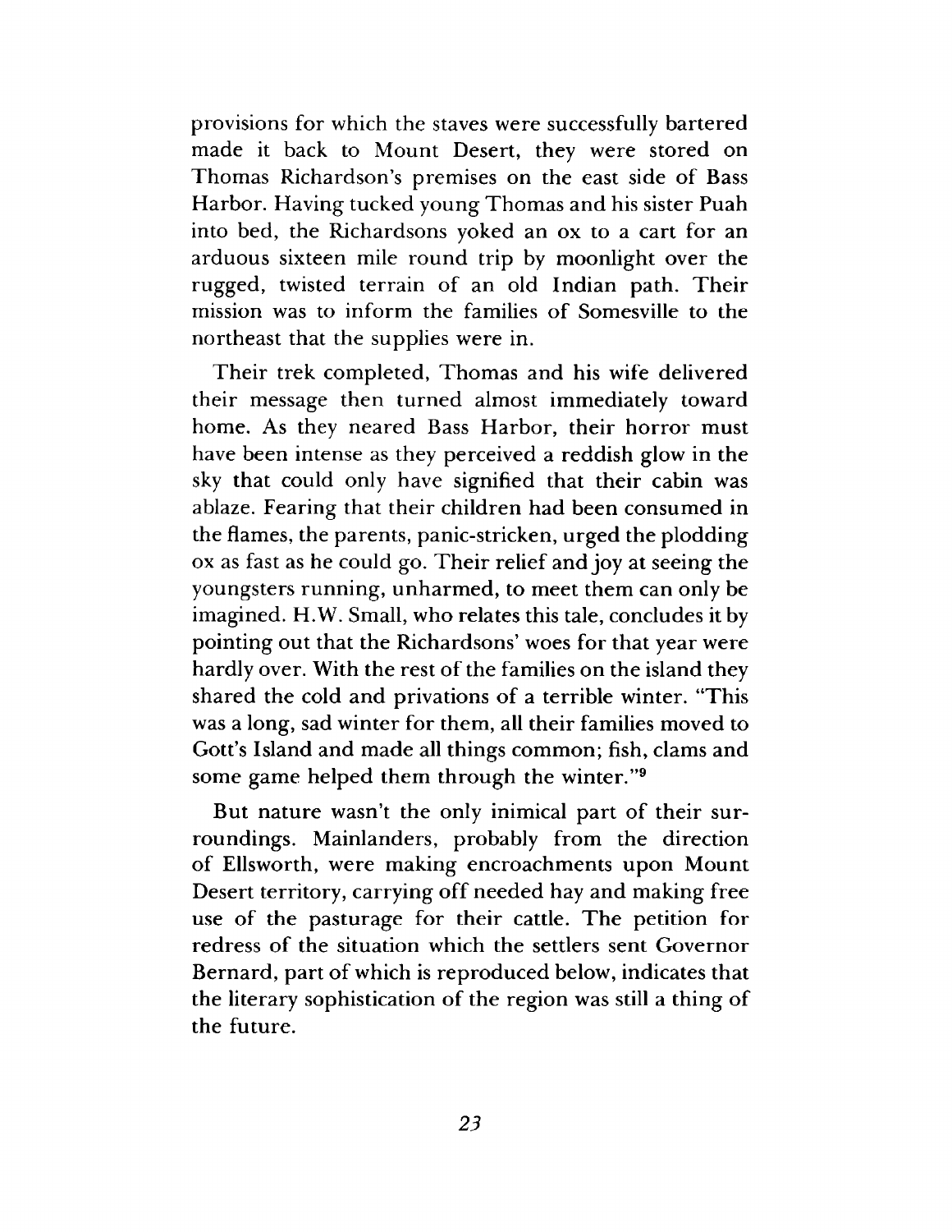provisions for which the staves were successfully bartered made it back to Mount Desert, they were stored on Thomas Richardson's premises on the east side of Bass Harbor. Having tucked young Thomas and his sister Puah into bed, the Richardsons yoked an ox to a cart for an arduous sixteen mile round trip by moonlight over the rugged, twisted terrain of an old Indian path. Their mission was to inform the families of Somesville to the northeast that the supplies were in.

Their trek completed, Thomas and his wife delivered their message then turned almost immediately toward home. As they neared Bass Harbor, their horror must have been intense as they perceived a reddish glow in the sky that could only have signified that their cabin was ablaze. Fearing that their children had been consumed in the flames, the parents, panic-stricken, urged the plodding ox as fast as he could go. Their relief and joy at seeing the youngsters running, unharmed, to meet them can only be imagined. H.W. Small, who relates this tale, concludes it by pointing out that the Richardsons' woes for that year were hardly over. With the rest of the families on the island they shared the cold and privations of a terrible winter. "This was a long, sad winter for them, all their families moved to Gott's Island and made all things common; fish, clams and some game helped them through the winter."[9]

But nature wasn't the only inimical part of their surroundings. Mainlanders, probably from the direction of Ellsworth, were making encroachments upon Mount Desert territory, carrying off needed hay and making free use of the pasturage for their cattle. The petition for redress of the situation which the settlers sent Governor Bernard, part of which is reproduced below, indicates that the literary sophistication of the region was still a thing of the future.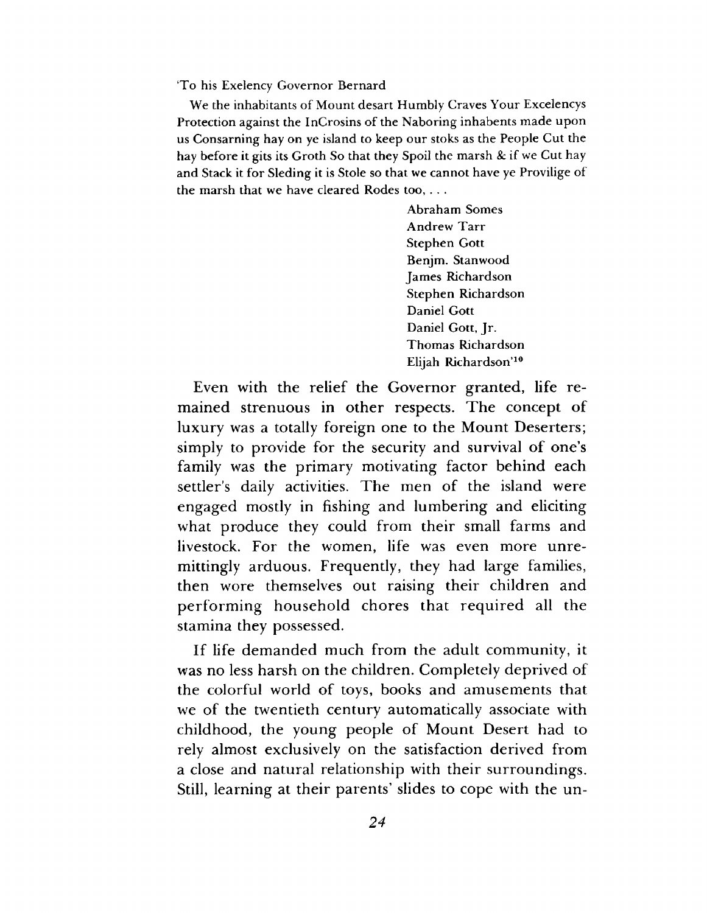'To his Exelency Governor Bernard

We the inhabitants of Mount desart Humbly Craves Your Excelencys Protection against the InCrosins of the Naboring inhabents made upon us Consarning hay on ye island to keep our stoks as the People Cut the hay before it gits its Groth So that they Spoil the marsh & if we Cut hay and Stack it for Sleding it is Stole so that we cannot have ye Provilige of the marsh that we have cleared Rodes too, . . .

Abraham Somes
Andrew Tarr
Stephen Gott
Benjm. Stanwood
James Richardson
Stephen Richardson
Daniel Gott
Daniel Gott, Jr.
Thomas Richardson
Elijah Richardson'[10]

Even with the relief the Governor granted, life remained strenuous in other respects. The concept of luxury was a totally foreign one to the Mount Deserters; simply to provide for the security and survival of one's family was the primary motivating factor behind each settler's daily activities. The men of the island were engaged mostly in fishing and lumbering and eliciting what produce they could from their small farms and livestock. For the women, life was even more unremittingly arduous. Frequently, they had large families, then wore themselves out raising their children and performing household chores that required all the stamina they possessed.

If life demanded much from the adult community, it was no less harsh on the children. Completely deprived of the colorful world of toys, books and amusements that we of the twentieth century automatically associate with childhood, the young people of Mount Desert had to rely almost exclusively on the satisfaction derived from a close and natural relationship with their surroundings. Still, learning at their parents' slides to cope with the un-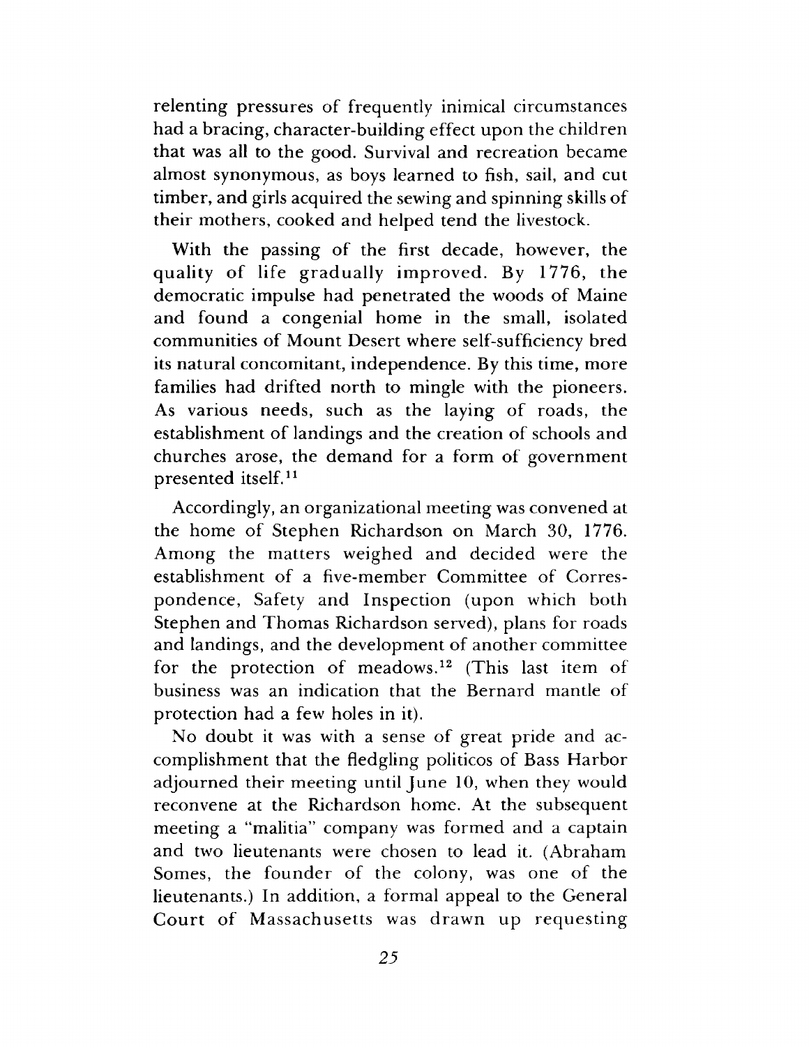relenting pressures of frequently inimical circumstances had a bracing, character-building effect upon the children that was all to the good. Survival and recreation became almost synonymous, as boys learned to fish, sail, and cut timber, and girls acquired the sewing and spinning skills of their mothers, cooked and helped tend the livestock.

With the passing of the first decade, however, the quality of life gradually improved. By 1776, the democratic impulse had penetrated the woods of Maine and found a congenial home in the small, isolated communities of Mount Desert where self-sufficiency bred its natural concomitant, independence. By this time, more families had drifted north to mingle with the pioneers. As various needs, such as the laying of roads, the establishment of landings and the creation of schools and churches arose, the demand for a form of government presented itself.[11]

Accordingly, an organizational meeting was convened at the home of Stephen Richardson on March 30, 1776. Among the matters weighed and decided were the establishment of a five-member Committee of Correspondence, Safety and Inspection (upon which both Stephen and Thomas Richardson served), plans for roads and landings, and the development of another committee for the protection of meadows.[12] (This last item of business was an indication that the Bernard mantle of protection had a few holes in it).

No doubt it was with a sense of great pride and accomplishment that the fledgling politicos of Bass Harbor adjourned their meeting until June 10, when they would reconvene at the Richardson home. At the subsequent meeting a "malitia" company was formed and a captain and two lieutenants were chosen to lead it. (Abraham Somes, the founder of the colony, was one of the lieutenants.) In addition, a formal appeal to the General Court of Massachusetts was drawn up requesting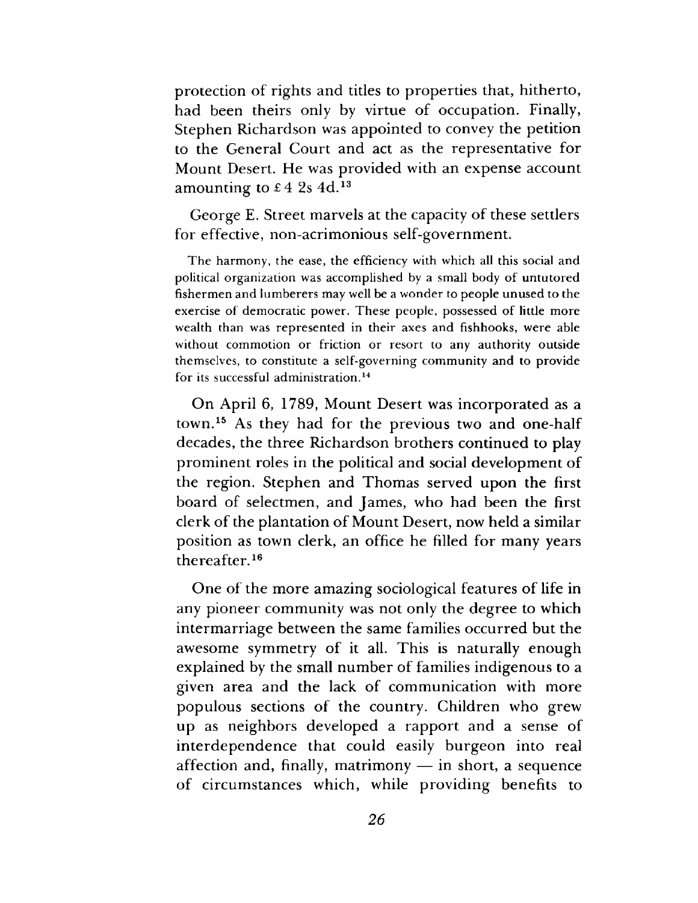protection of rights and titles to properties that, hitherto, had been theirs only by virtue of occupation. Finally, Stephen Richardson was appointed to convey the petition to the General Court and act as the representative for Mount Desert. He was provided with an expense account amounting to £4 2s 4d.[13]

George E. Street marvels at the capacity of these settlers for effective, non-acrimonious self-government.

> The harmony, the ease, the efficiency with which all this social and political organization was accomplished by a small body of untutored fishermen and lumberers may well be a wonder to people unused to the exercise of democratic power. These people, possessed of little more wealth than was represented in their axes and fishhooks, were able without commotion or friction or resort to any authority outside themselves, to constitute a self-governing community and to provide for its successful administration.[14]

On April 6, 1789, Mount Desert was incorporated as a town.[15] As they had for the previous two and one-half decades, the three Richardson brothers continued to play prominent roles in the political and social development of the region. Stephen and Thomas served upon the first board of selectmen, and James, who had been the first clerk of the plantation of Mount Desert, now held a similar position as town clerk, an office he filled for many years thereafter.[16]

One of the more amazing sociological features of life in any pioneer community was not only the degree to which intermarriage between the same families occurred but the awesome symmetry of it all. This is naturally enough explained by the small number of families indigenous to a given area and the lack of communication with more populous sections of the country. Children who grew up as neighbors developed a rapport and a sense of interdependence that could easily burgeon into real affection and, finally, matrimony — in short, a sequence of circumstances which, while providing benefits to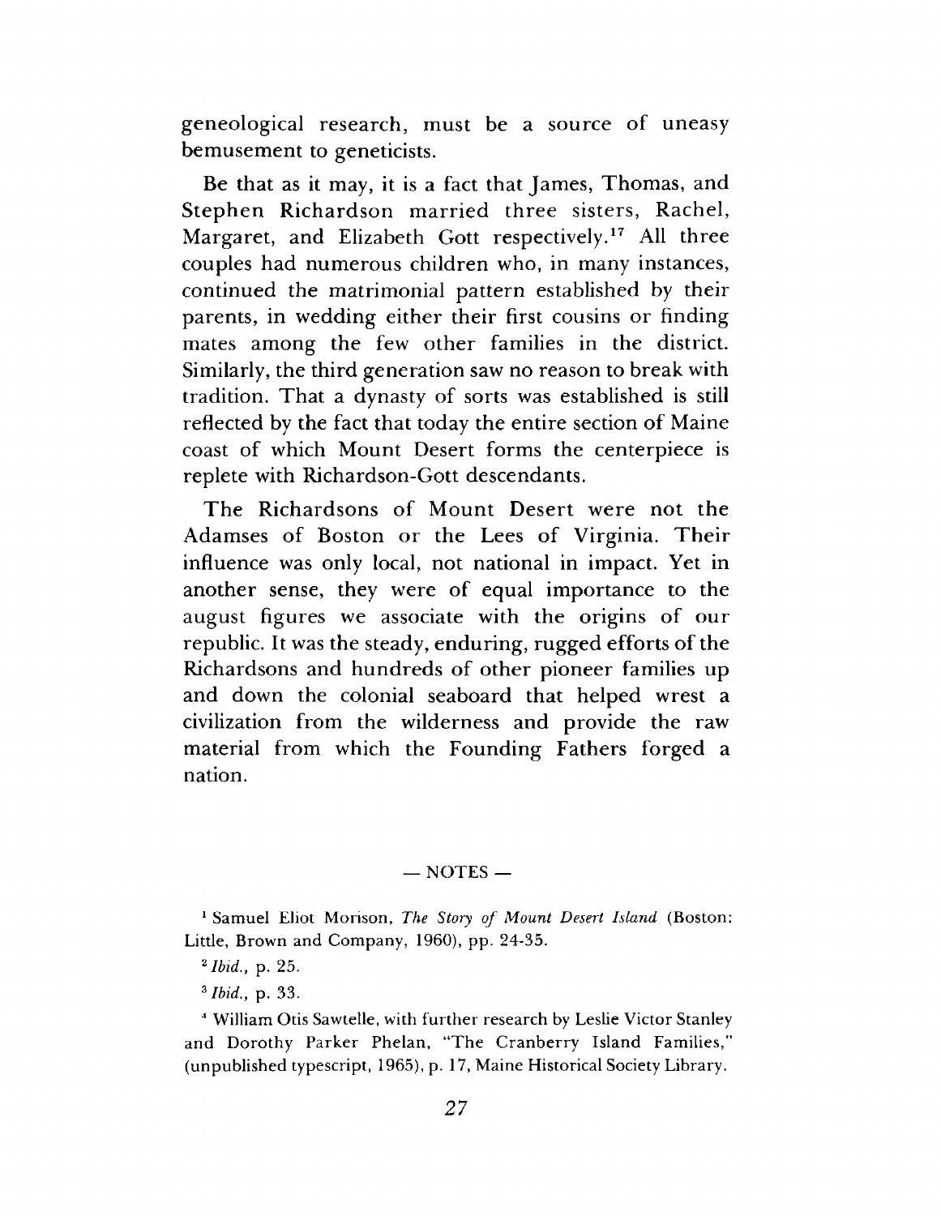geneological research, must be a source of uneasy bemusement to geneticists.

Be that as it may, it is a fact that James, Thomas, and Stephen Richardson married three sisters, Rachel, Margaret, and Elizabeth Gott respectively.[17] All three couples had numerous children who, in many instances, continued the matrimonial pattern established by their parents, in wedding either their first cousins or finding mates among the few other families in the district. Similarly, the third generation saw no reason to break with tradition. That a dynasty of sorts was established is still reflected by the fact that today the entire section of Maine coast of which Mount Desert forms the centerpiece is replete with Richardson-Gott descendants.

The Richardsons of Mount Desert were not the Adamses of Boston or the Lees of Virginia. Their influence was only local, not national in impact. Yet in another sense, they were of equal importance to the august figures we associate with the origins of our republic. It was the steady, enduring, rugged efforts of the Richardsons and hundreds of other pioneer families up and down the colonial seaboard that helped wrest a civilization from the wilderness and provide the raw material from which the Founding Fathers forged a nation.

— NOTES —

[1] Samuel Eliot Morison, *The Story of Mount Desert Island* (Boston: Little, Brown and Company, 1960), pp. 24-35.

[2] *Ibid.*, p. 25.

[3] *Ibid.*, p. 33.

[4] William Otis Sawtelle, with further research by Leslie Victor Stanley and Dorothy Parker Phelan, "The Cranberry Island Families," (unpublished typescript, 1965), p. 17, Maine Historical Society Library.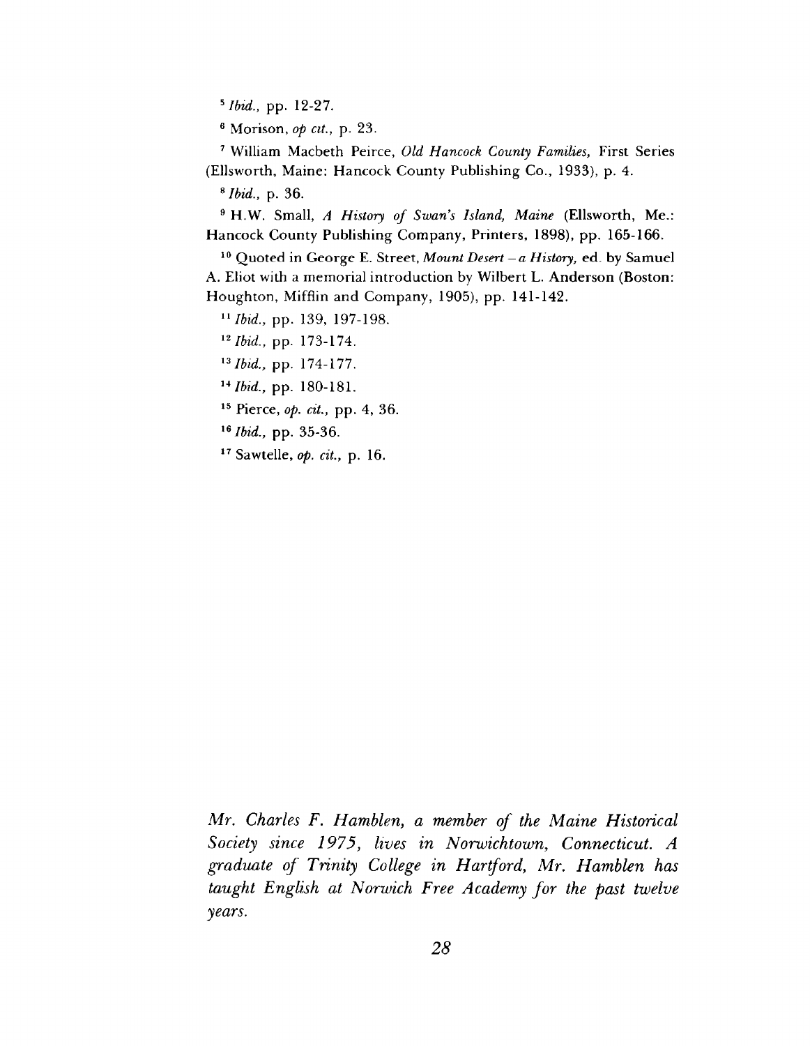[5] *Ibid.,* pp. 12-27.

[6] Morison, *op cit.,* p. 23.

[7] William Macbeth Peirce, *Old Hancock County Families,* First Series (Ellsworth, Maine: Hancock County Publishing Co., 1933), p. 4.

[8] *Ibid.,* p. 36.

[9] H.W. Small, *A History of Swan's Island, Maine* (Ellsworth, Me.: Hancock County Publishing Company, Printers, 1898), pp. 165-166.

[10] Quoted in George E. Street, *Mount Desert – a History,* ed. by Samuel A. Eliot with a memorial introduction by Wilbert L. Anderson (Boston: Houghton, Mifflin and Company, 1905), pp. 141-142.

[11] *Ibid.,* pp. 139, 197-198.

[12] *Ibid.,* pp. 173-174.

[13] *Ibid.,* pp. 174-177.

[14] *Ibid.,* pp. 180-181.

[15] Pierce, *op. cit.,* pp. 4, 36.

[16] *Ibid.,* pp. 35-36.

[17] Sawtelle, *op. cit.,* p. 16.

*Mr. Charles F. Hamblen, a member of the Maine Historical Society since 1975, lives in Norwichtown, Connecticut. A graduate of Trinity College in Hartford, Mr. Hamblen has taught English at Norwich Free Academy for the past twelve years.*